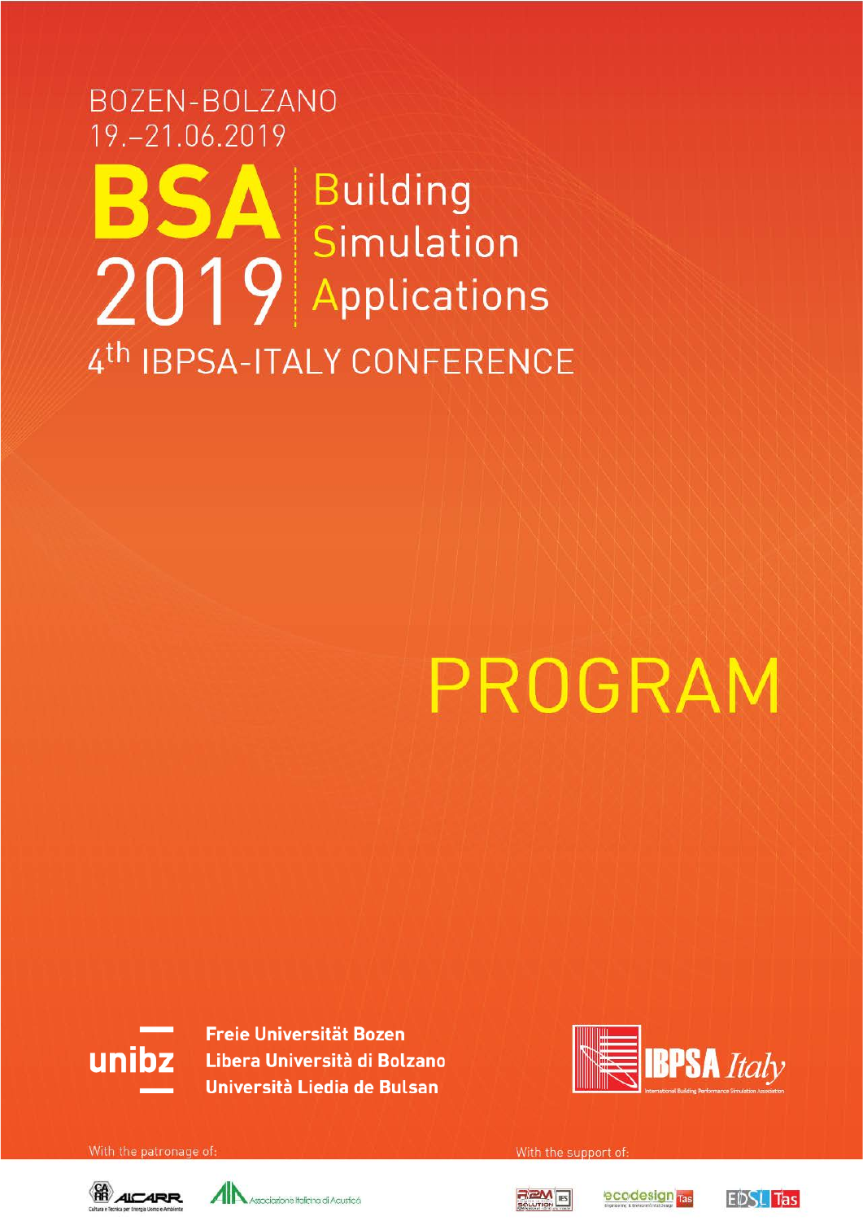BOZEN-BOLZANO
19.–21.06.2019

# BSA 2019

Building
Simulation
Applications

4th IBPSA-ITALY CONFERENCE

# PROGRAM

unibz

**Freie Universität Bozen**
**Libera Università di Bolzano**
**Università Liedia de Bulsan**

IBPSA Italy

International Building Performance Simulation Association

With the patronage of:

AiCARR – Cultura e Tecnica per Energia Uomo e Ambiente

AIA – Associazione Italiana di Acustica

With the support of:

R2M Solution – IES

ecodesign – Tas

EDSL Tas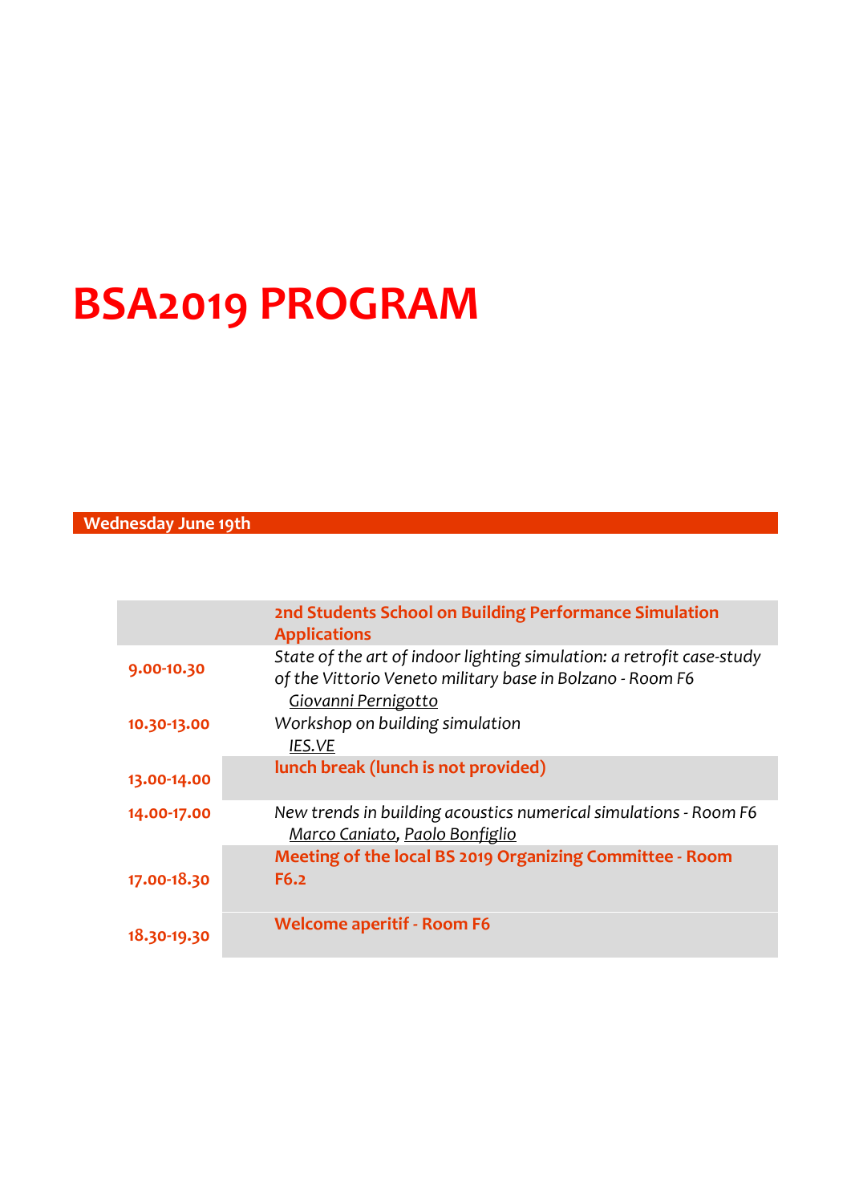# BSA2019 PROGRAM

## Wednesday June 19th

| | |
|---|---|
| | **2nd Students School on Building Performance Simulation Applications** |
| **9.00-10.30** | *State of the art of indoor lighting simulation: a retrofit case-study of the Vittorio Veneto military base in Bolzano - Room F6*<br>*Giovanni Pernigotto* |
| **10.30-13.00** | *Workshop on building simulation*<br>*IES.VE* |
| **13.00-14.00** | **lunch break (lunch is not provided)** |
| **14.00-17.00** | *New trends in building acoustics numerical simulations - Room F6*<br>*Marco Caniato, Paolo Bonfiglio* |
| **17.00-18.30** | **Meeting of the local BS 2019 Organizing Committee - Room F6.2** |
| **18.30-19.30** | **Welcome aperitif - Room F6** |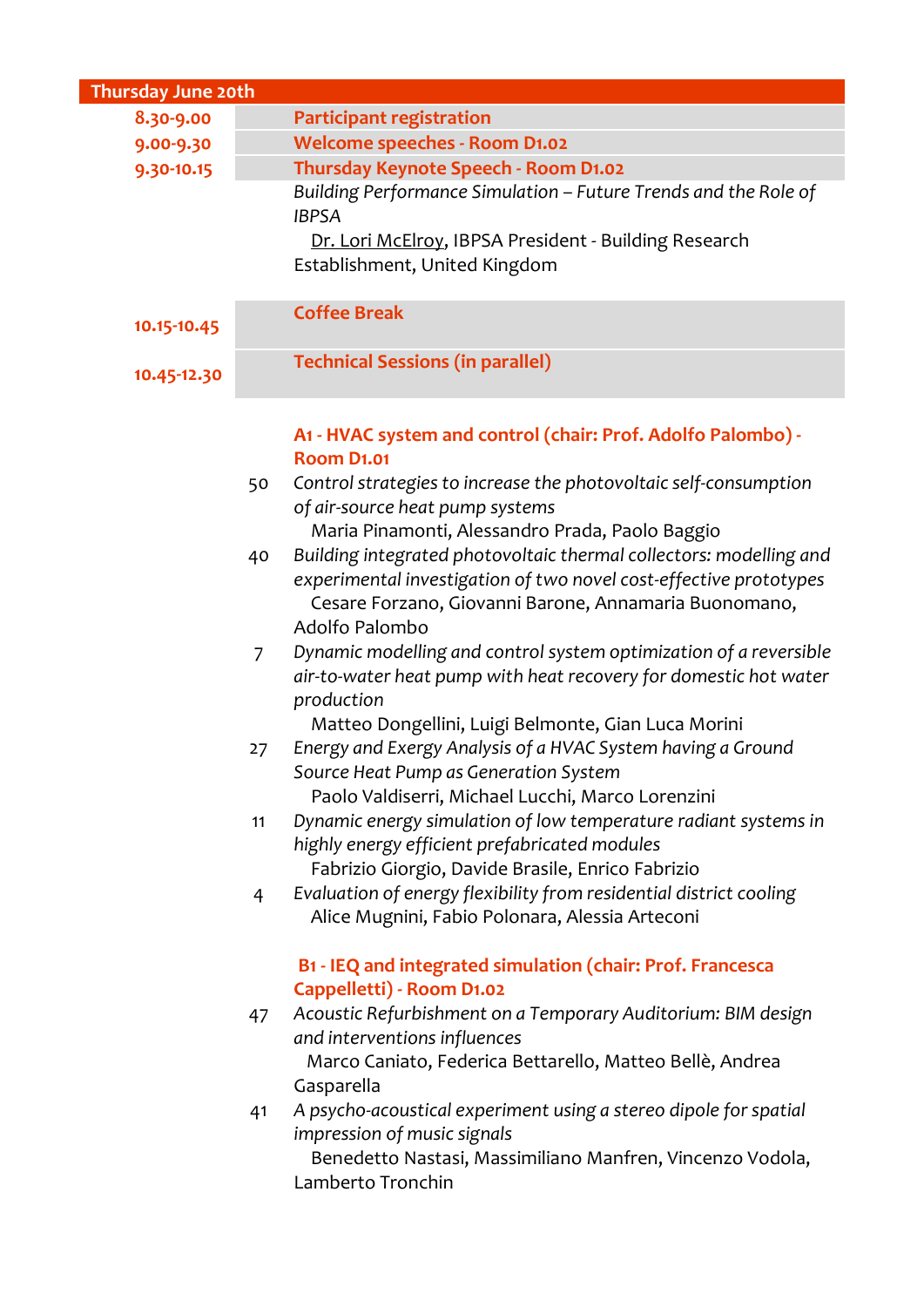## Thursday June 20th

| | |
|---|---|
| **8.30-9.00** | **Participant registration** |
| **9.00-9.30** | **Welcome speeches - Room D1.02** |
| **9.30-10.15** | **Thursday Keynote Speech - Room D1.02**<br>*Building Performance Simulation – Future Trends and the Role of IBPSA*<br>Dr. Lori McElroy, IBPSA President - Building Research Establishment, United Kingdom |
| **10.15-10.45** | **Coffee Break** |
| **10.45-12.30** | **Technical Sessions (in parallel)** |

### A1 - HVAC system and control (chair: Prof. Adolfo Palombo) - Room D1.01

50 *Control strategies to increase the photovoltaic self-consumption of air-source heat pump systems*
Maria Pinamonti, Alessandro Prada, Paolo Baggio

40 *Building integrated photovoltaic thermal collectors: modelling and experimental investigation of two novel cost-effective prototypes*
Cesare Forzano, Giovanni Barone, Annamaria Buonomano, Adolfo Palombo

7 *Dynamic modelling and control system optimization of a reversible air-to-water heat pump with heat recovery for domestic hot water production*
Matteo Dongellini, Luigi Belmonte, Gian Luca Morini

27 *Energy and Exergy Analysis of a HVAC System having a Ground Source Heat Pump as Generation System*
Paolo Valdiserri, Michael Lucchi, Marco Lorenzini

11 *Dynamic energy simulation of low temperature radiant systems in highly energy efficient prefabricated modules*
Fabrizio Giorgio, Davide Brasile, Enrico Fabrizio

4 *Evaluation of energy flexibility from residential district cooling*
Alice Mugnini, Fabio Polonara, Alessia Arteconi

### B1 - IEQ and integrated simulation (chair: Prof. Francesca Cappelletti) - Room D1.02

47 *Acoustic Refurbishment on a Temporary Auditorium: BIM design and interventions influences*
Marco Caniato, Federica Bettarello, Matteo Bellè, Andrea Gasparella

41 *A psycho-acoustical experiment using a stereo dipole for spatial impression of music signals*
Benedetto Nastasi, Massimiliano Manfren, Vincenzo Vodola, Lamberto Tronchin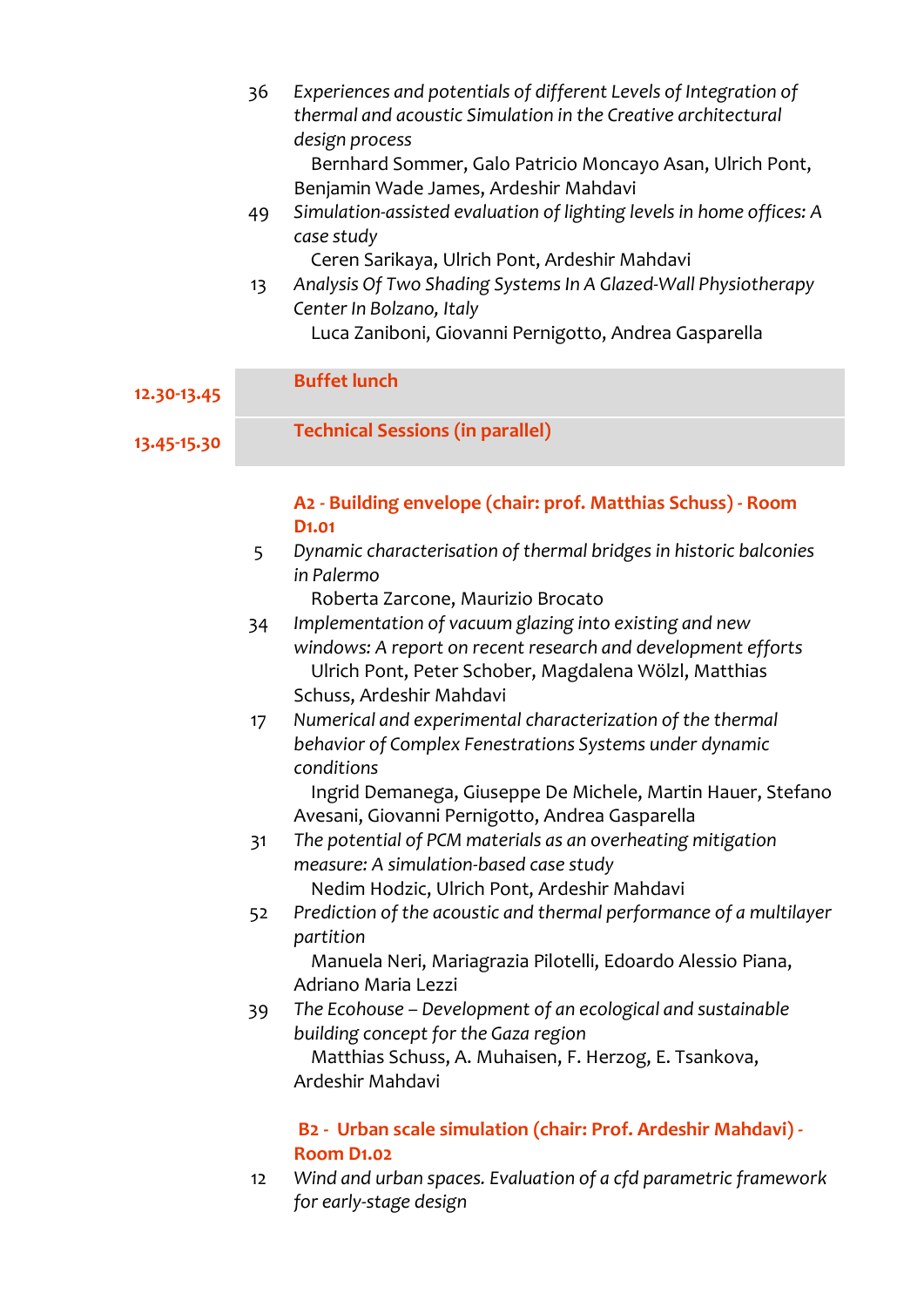36 *Experiences and potentials of different Levels of Integration of thermal and acoustic Simulation in the Creative architectural design process*
Bernhard Sommer, Galo Patricio Moncayo Asan, Ulrich Pont, Benjamin Wade James, Ardeshir Mahdavi

49 *Simulation-assisted evaluation of lighting levels in home offices: A case study*
Ceren Sarikaya, Ulrich Pont, Ardeshir Mahdavi

13 *Analysis Of Two Shading Systems In A Glazed-Wall Physiotherapy Center In Bolzano, Italy*
Luca Zaniboni, Giovanni Pernigotto, Andrea Gasparella

| | |
|---|---|
| **12.30-13.45** | **Buffet lunch** |
| **13.45-15.30** | **Technical Sessions (in parallel)** |

**A2 - Building envelope (chair: prof. Matthias Schuss) - Room D1.01**

5 *Dynamic characterisation of thermal bridges in historic balconies in Palermo*
Roberta Zarcone, Maurizio Brocato

34 *Implementation of vacuum glazing into existing and new windows: A report on recent research and development efforts*
Ulrich Pont, Peter Schober, Magdalena Wölzl, Matthias Schuss, Ardeshir Mahdavi

17 *Numerical and experimental characterization of the thermal behavior of Complex Fenestrations Systems under dynamic conditions*
Ingrid Demanega, Giuseppe De Michele, Martin Hauer, Stefano Avesani, Giovanni Pernigotto, Andrea Gasparella

31 *The potential of PCM materials as an overheating mitigation measure: A simulation-based case study*
Nedim Hodzic, Ulrich Pont, Ardeshir Mahdavi

52 *Prediction of the acoustic and thermal performance of a multilayer partition*
Manuela Neri, Mariagrazia Pilotelli, Edoardo Alessio Piana, Adriano Maria Lezzi

39 *The Ecohouse – Development of an ecological and sustainable building concept for the Gaza region*
Matthias Schuss, A. Muhaisen, F. Herzog, E. Tsankova, Ardeshir Mahdavi

**B2 - Urban scale simulation (chair: Prof. Ardeshir Mahdavi) - Room D1.02**

12 *Wind and urban spaces. Evaluation of a cfd parametric framework for early-stage design*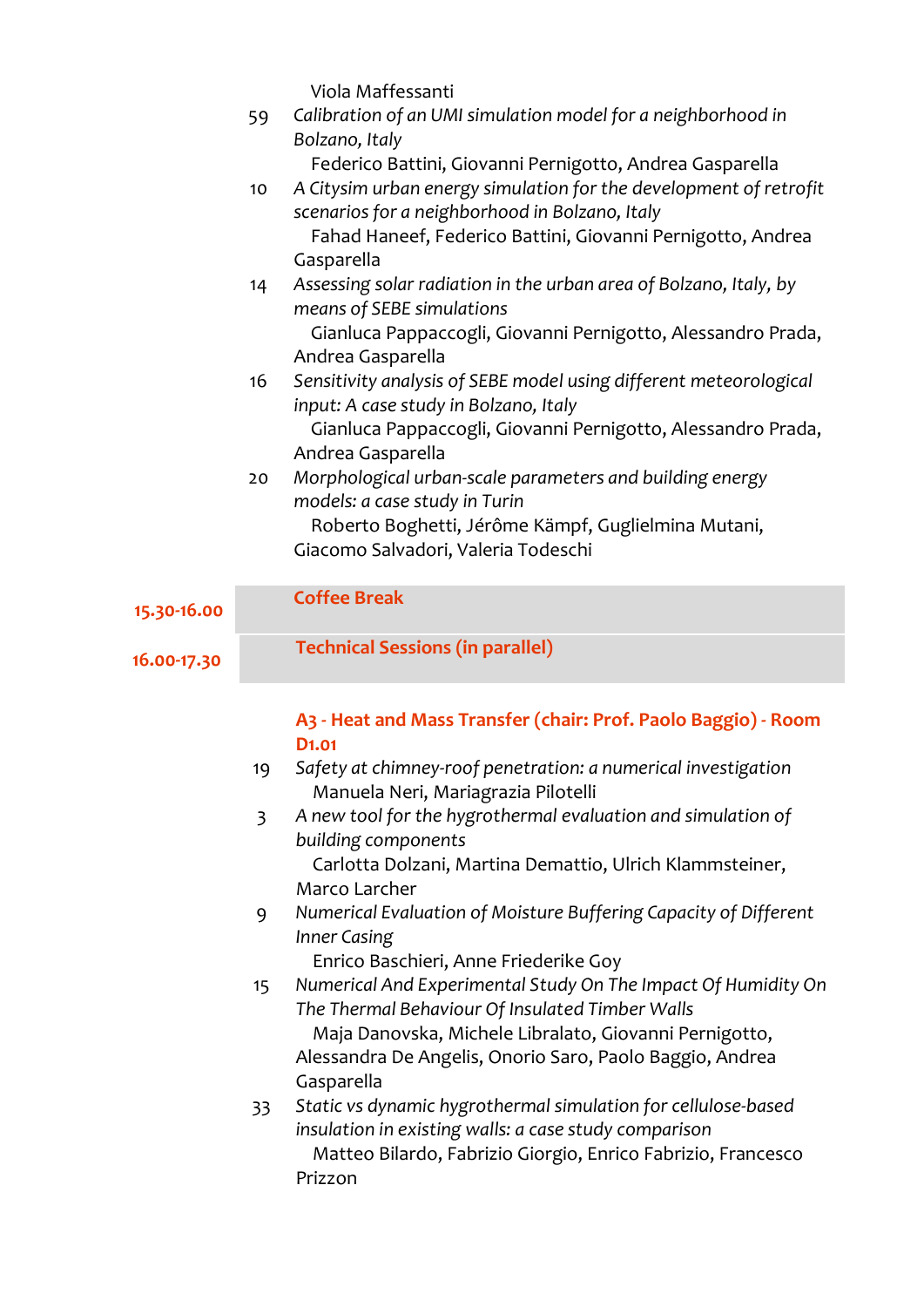Viola Maffessanti

59 *Calibration of an UMI simulation model for a neighborhood in Bolzano, Italy*
Federico Battini, Giovanni Pernigotto, Andrea Gasparella

10 *A Citysim urban energy simulation for the development of retrofit scenarios for a neighborhood in Bolzano, Italy*
Fahad Haneef, Federico Battini, Giovanni Pernigotto, Andrea Gasparella

14 *Assessing solar radiation in the urban area of Bolzano, Italy, by means of SEBE simulations*
Gianluca Pappaccogli, Giovanni Pernigotto, Alessandro Prada, Andrea Gasparella

16 *Sensitivity analysis of SEBE model using different meteorological input: A case study in Bolzano, Italy*
Gianluca Pappaccogli, Giovanni Pernigotto, Alessandro Prada, Andrea Gasparella

20 *Morphological urban-scale parameters and building energy models: a case study in Turin*
Roberto Boghetti, Jérôme Kämpf, Guglielmina Mutani, Giacomo Salvadori, Valeria Todeschi

**15.30-16.00** **Coffee Break**

**16.00-17.30** **Technical Sessions (in parallel)**

**A3 - Heat and Mass Transfer (chair: Prof. Paolo Baggio) - Room D1.01**

19 *Safety at chimney-roof penetration: a numerical investigation*
Manuela Neri, Mariagrazia Pilotelli

3 *A new tool for the hygrothermal evaluation and simulation of building components*
Carlotta Dolzani, Martina Demattio, Ulrich Klammsteiner, Marco Larcher

9 *Numerical Evaluation of Moisture Buffering Capacity of Different Inner Casing*
Enrico Baschieri, Anne Friederike Goy

15 *Numerical And Experimental Study On The Impact Of Humidity On The Thermal Behaviour Of Insulated Timber Walls*
Maja Danovska, Michele Libralato, Giovanni Pernigotto, Alessandra De Angelis, Onorio Saro, Paolo Baggio, Andrea Gasparella

33 *Static vs dynamic hygrothermal simulation for cellulose-based insulation in existing walls: a case study comparison*
Matteo Bilardo, Fabrizio Giorgio, Enrico Fabrizio, Francesco Prizzon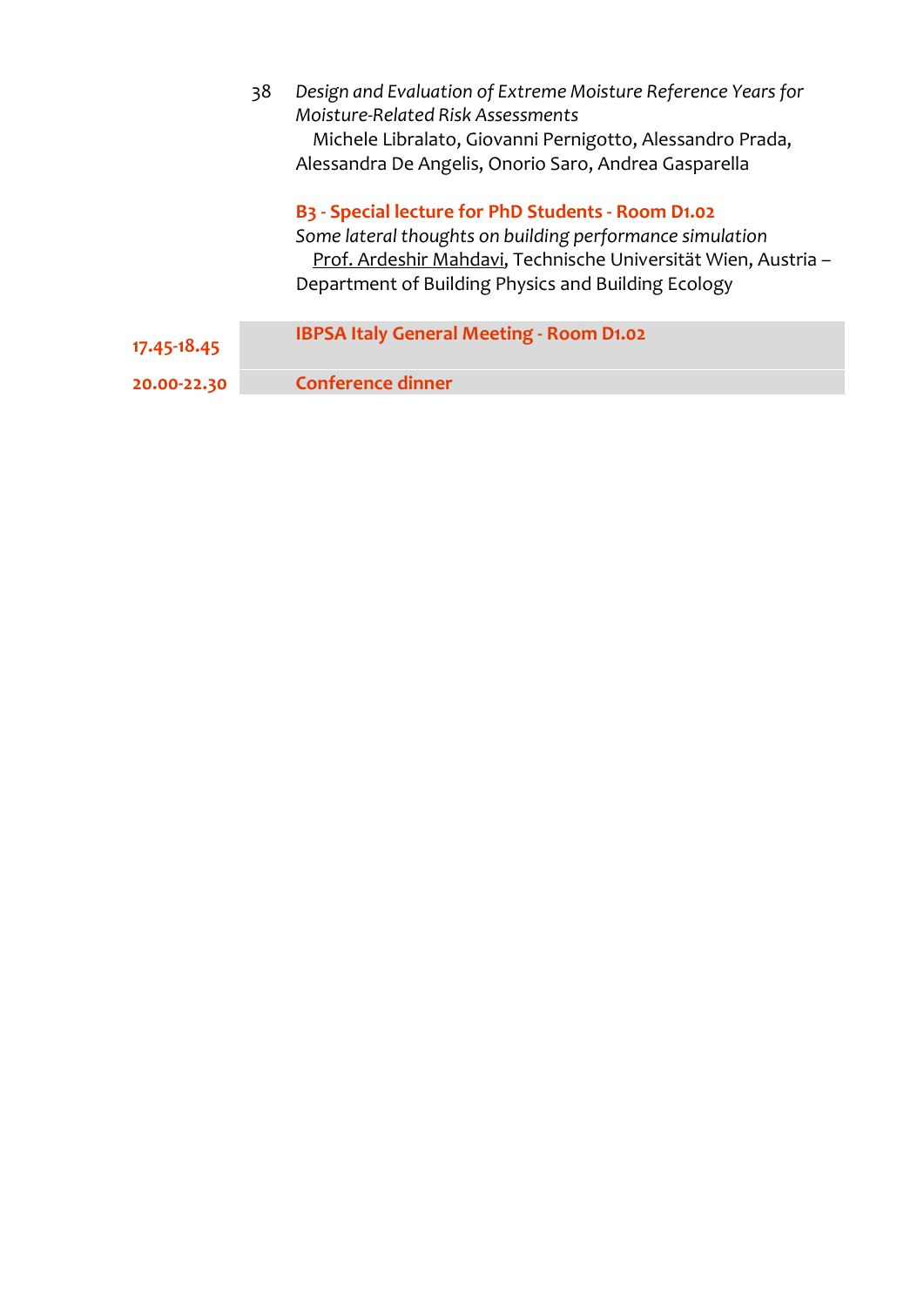38 *Design and Evaluation of Extreme Moisture Reference Years for Moisture-Related Risk Assessments*
Michele Libralato, Giovanni Pernigotto, Alessandro Prada, Alessandra De Angelis, Onorio Saro, Andrea Gasparella

**B3 - Special lecture for PhD Students - Room D1.02**
*Some lateral thoughts on building performance simulation*
Prof. Ardeshir Mahdavi, Technische Universität Wien, Austria – Department of Building Physics and Building Ecology

| | |
|---|---|
| **17.45-18.45** | **IBPSA Italy General Meeting - Room D1.02** |
| **20.00-22.30** | **Conference dinner** |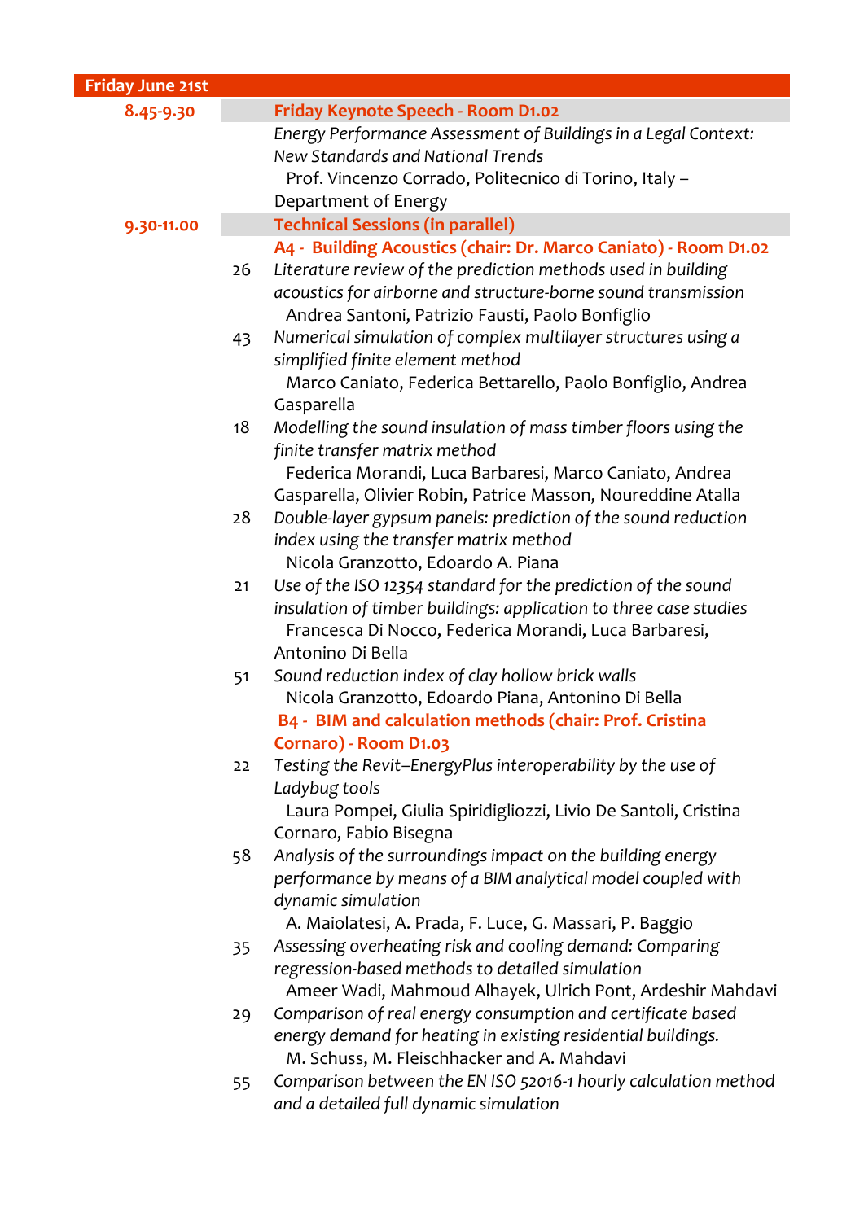## Friday June 21st

**8.45-9.30** — **Friday Keynote Speech - Room D1.02**

*Energy Performance Assessment of Buildings in a Legal Context: New Standards and National Trends*
Prof. Vincenzo Corrado, Politecnico di Torino, Italy – Department of Energy

**9.30-11.00** — **Technical Sessions (in parallel)**

**A4 - Building Acoustics (chair: Dr. Marco Caniato) - Room D1.02**

26 *Literature review of the prediction methods used in building acoustics for airborne and structure-borne sound transmission*
Andrea Santoni, Patrizio Fausti, Paolo Bonfiglio

43 *Numerical simulation of complex multilayer structures using a simplified finite element method*
Marco Caniato, Federica Bettarello, Paolo Bonfiglio, Andrea Gasparella

18 *Modelling the sound insulation of mass timber floors using the finite transfer matrix method*
Federica Morandi, Luca Barbaresi, Marco Caniato, Andrea Gasparella, Olivier Robin, Patrice Masson, Noureddine Atalla

28 *Double-layer gypsum panels: prediction of the sound reduction index using the transfer matrix method*
Nicola Granzotto, Edoardo A. Piana

21 *Use of the ISO 12354 standard for the prediction of the sound insulation of timber buildings: application to three case studies*
Francesca Di Nocco, Federica Morandi, Luca Barbaresi, Antonino Di Bella

51 *Sound reduction index of clay hollow brick walls*
Nicola Granzotto, Edoardo Piana, Antonino Di Bella

**B4 - BIM and calculation methods (chair: Prof. Cristina Cornaro) - Room D1.03**

22 *Testing the Revit–EnergyPlus interoperability by the use of Ladybug tools*
Laura Pompei, Giulia Spiridigliozzi, Livio De Santoli, Cristina Cornaro, Fabio Bisegna

58 *Analysis of the surroundings impact on the building energy performance by means of a BIM analytical model coupled with dynamic simulation*
A. Maiolatesi, A. Prada, F. Luce, G. Massari, P. Baggio

35 *Assessing overheating risk and cooling demand: Comparing regression-based methods to detailed simulation*
Ameer Wadi, Mahmoud Alhayek, Ulrich Pont, Ardeshir Mahdavi

29 *Comparison of real energy consumption and certificate based energy demand for heating in existing residential buildings.*
M. Schuss, M. Fleischhacker and A. Mahdavi

55 *Comparison between the EN ISO 52016-1 hourly calculation method and a detailed full dynamic simulation*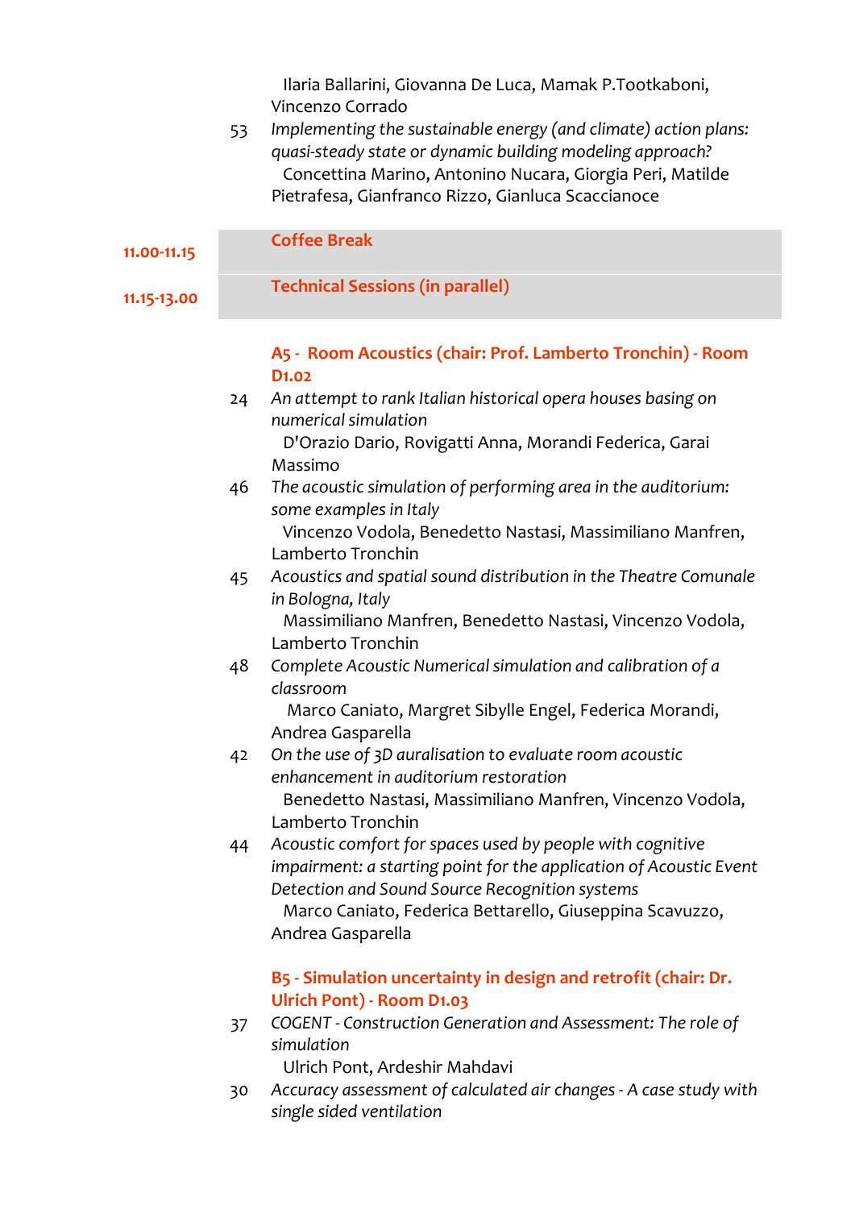Ilaria Ballarini, Giovanna De Luca, Mamak P.Tootkaboni, Vincenzo Corrado

53 *Implementing the sustainable energy (and climate) action plans: quasi-steady state or dynamic building modeling approach?*
Concettina Marino, Antonino Nucara, Giorgia Peri, Matilde Pietrafesa, Gianfranco Rizzo, Gianluca Scaccianoce

**11.00-11.15** **Coffee Break**

**11.15-13.00** **Technical Sessions (in parallel)**

**A5 - Room Acoustics (chair: Prof. Lamberto Tronchin) - Room D1.02**

24 *An attempt to rank Italian historical opera houses basing on numerical simulation*
D'Orazio Dario, Rovigatti Anna, Morandi Federica, Garai Massimo

46 *The acoustic simulation of performing area in the auditorium: some examples in Italy*
Vincenzo Vodola, Benedetto Nastasi, Massimiliano Manfren, Lamberto Tronchin

45 *Acoustics and spatial sound distribution in the Theatre Comunale in Bologna, Italy*
Massimiliano Manfren, Benedetto Nastasi, Vincenzo Vodola, Lamberto Tronchin

48 *Complete Acoustic Numerical simulation and calibration of a classroom*
Marco Caniato, Margret Sibylle Engel, Federica Morandi, Andrea Gasparella

42 *On the use of 3D auralisation to evaluate room acoustic enhancement in auditorium restoration*
Benedetto Nastasi, Massimiliano Manfren, Vincenzo Vodola, Lamberto Tronchin

44 *Acoustic comfort for spaces used by people with cognitive impairment: a starting point for the application of Acoustic Event Detection and Sound Source Recognition systems*
Marco Caniato, Federica Bettarello, Giuseppina Scavuzzo, Andrea Gasparella

**B5 - Simulation uncertainty in design and retrofit (chair: Dr. Ulrich Pont) - Room D1.03**

37 *COGENT - Construction Generation and Assessment: The role of simulation*
Ulrich Pont, Ardeshir Mahdavi

30 *Accuracy assessment of calculated air changes - A case study with single sided ventilation*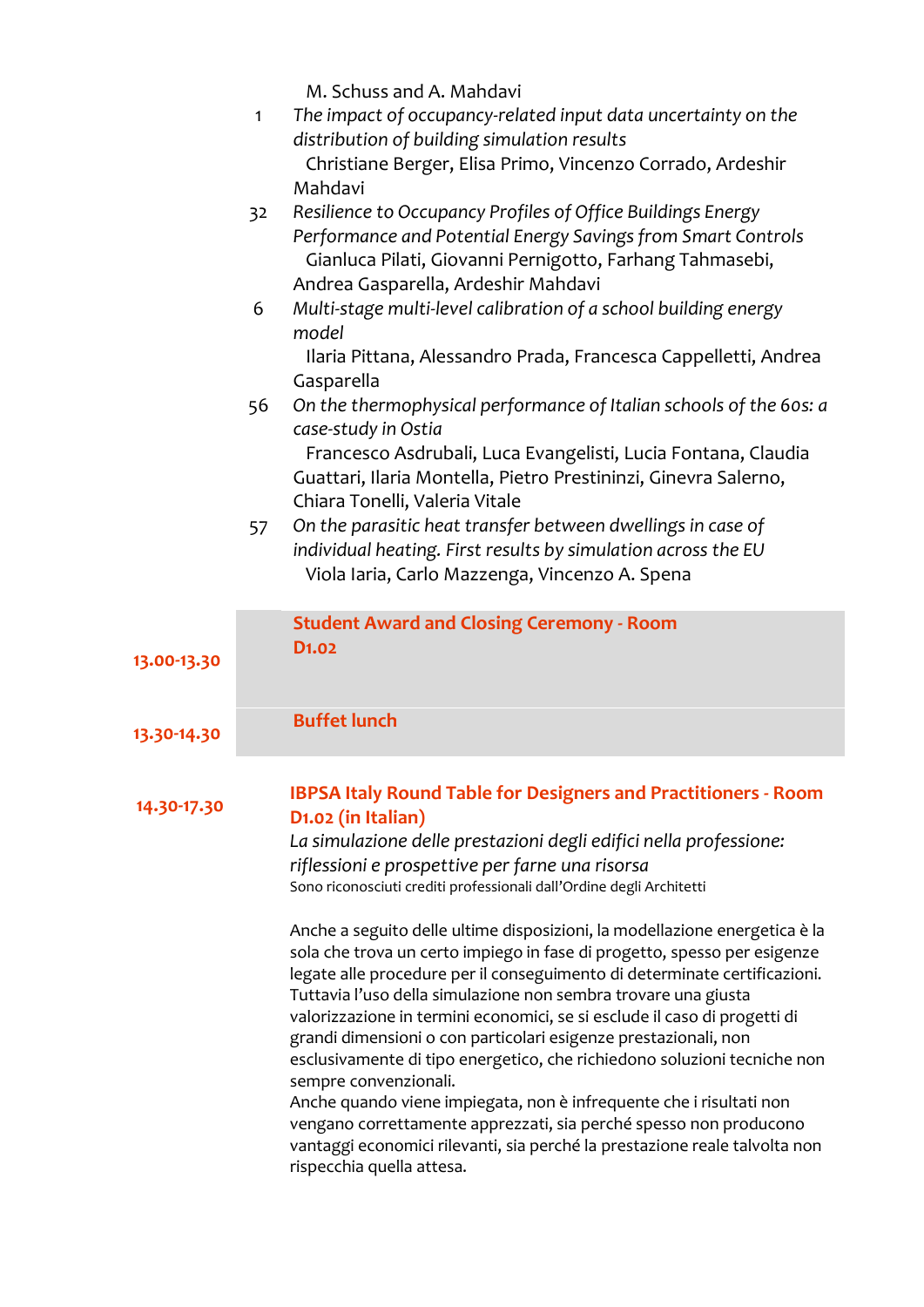M. Schuss and A. Mahdavi

1 *The impact of occupancy-related input data uncertainty on the distribution of building simulation results*
Christiane Berger, Elisa Primo, Vincenzo Corrado, Ardeshir Mahdavi

32 *Resilience to Occupancy Profiles of Office Buildings Energy Performance and Potential Energy Savings from Smart Controls*
Gianluca Pilati, Giovanni Pernigotto, Farhang Tahmasebi, Andrea Gasparella, Ardeshir Mahdavi

6 *Multi-stage multi-level calibration of a school building energy model*
Ilaria Pittana, Alessandro Prada, Francesca Cappelletti, Andrea Gasparella

56 *On the thermophysical performance of Italian schools of the 60s: a case-study in Ostia*
Francesco Asdrubali, Luca Evangelisti, Lucia Fontana, Claudia Guattari, Ilaria Montella, Pietro Prestininzi, Ginevra Salerno, Chiara Tonelli, Valeria Vitale

57 *On the parasitic heat transfer between dwellings in case of individual heating. First results by simulation across the EU*
Viola Iaria, Carlo Mazzenga, Vincenzo A. Spena

**13.00-13.30** **Student Award and Closing Ceremony - Room D1.02**

**13.30-14.30** **Buffet lunch**

**14.30-17.30** **IBPSA Italy Round Table for Designers and Practitioners - Room D1.02 (in Italian)**

*La simulazione delle prestazioni degli edifici nella professione: riflessioni e prospettive per farne una risorsa*

Sono riconosciuti crediti professionali dall'Ordine degli Architetti

Anche a seguito delle ultime disposizioni, la modellazione energetica è la sola che trova un certo impiego in fase di progetto, spesso per esigenze legate alle procedure per il conseguimento di determinate certificazioni. Tuttavia l'uso della simulazione non sembra trovare una giusta valorizzazione in termini economici, se si esclude il caso di progetti di grandi dimensioni o con particolari esigenze prestazionali, non esclusivamente di tipo energetico, che richiedono soluzioni tecniche non sempre convenzionali.
Anche quando viene impiegata, non è infrequente che i risultati non vengano correttamente apprezzati, sia perché spesso non producono vantaggi economici rilevanti, sia perché la prestazione reale talvolta non rispecchia quella attesa.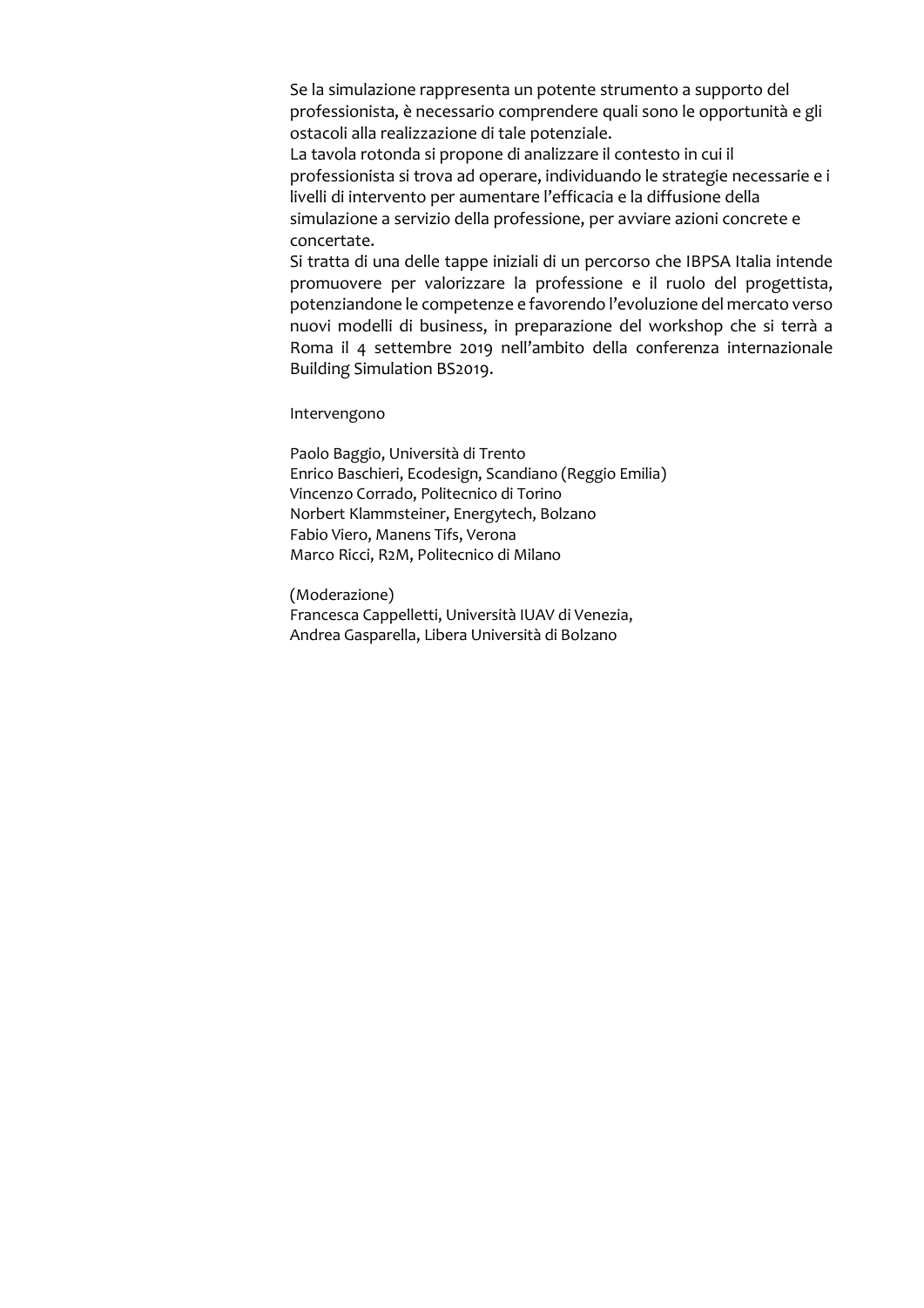Se la simulazione rappresenta un potente strumento a supporto del professionista, è necessario comprendere quali sono le opportunità e gli ostacoli alla realizzazione di tale potenziale.
La tavola rotonda si propone di analizzare il contesto in cui il professionista si trova ad operare, individuando le strategie necessarie e i livelli di intervento per aumentare l'efficacia e la diffusione della simulazione a servizio della professione, per avviare azioni concrete e concertate.
Si tratta di una delle tappe iniziali di un percorso che IBPSA Italia intende promuovere per valorizzare la professione e il ruolo del progettista, potenziandone le competenze e favorendo l'evoluzione del mercato verso nuovi modelli di business, in preparazione del workshop che si terrà a Roma il 4 settembre 2019 nell'ambito della conferenza internazionale Building Simulation BS2019.

Intervengono

Paolo Baggio, Università di Trento
Enrico Baschieri, Ecodesign, Scandiano (Reggio Emilia)
Vincenzo Corrado, Politecnico di Torino
Norbert Klammsteiner, Energytech, Bolzano
Fabio Viero, Manens Tifs, Verona
Marco Ricci, R2M, Politecnico di Milano

(Moderazione)
Francesca Cappelletti, Università IUAV di Venezia,
Andrea Gasparella, Libera Università di Bolzano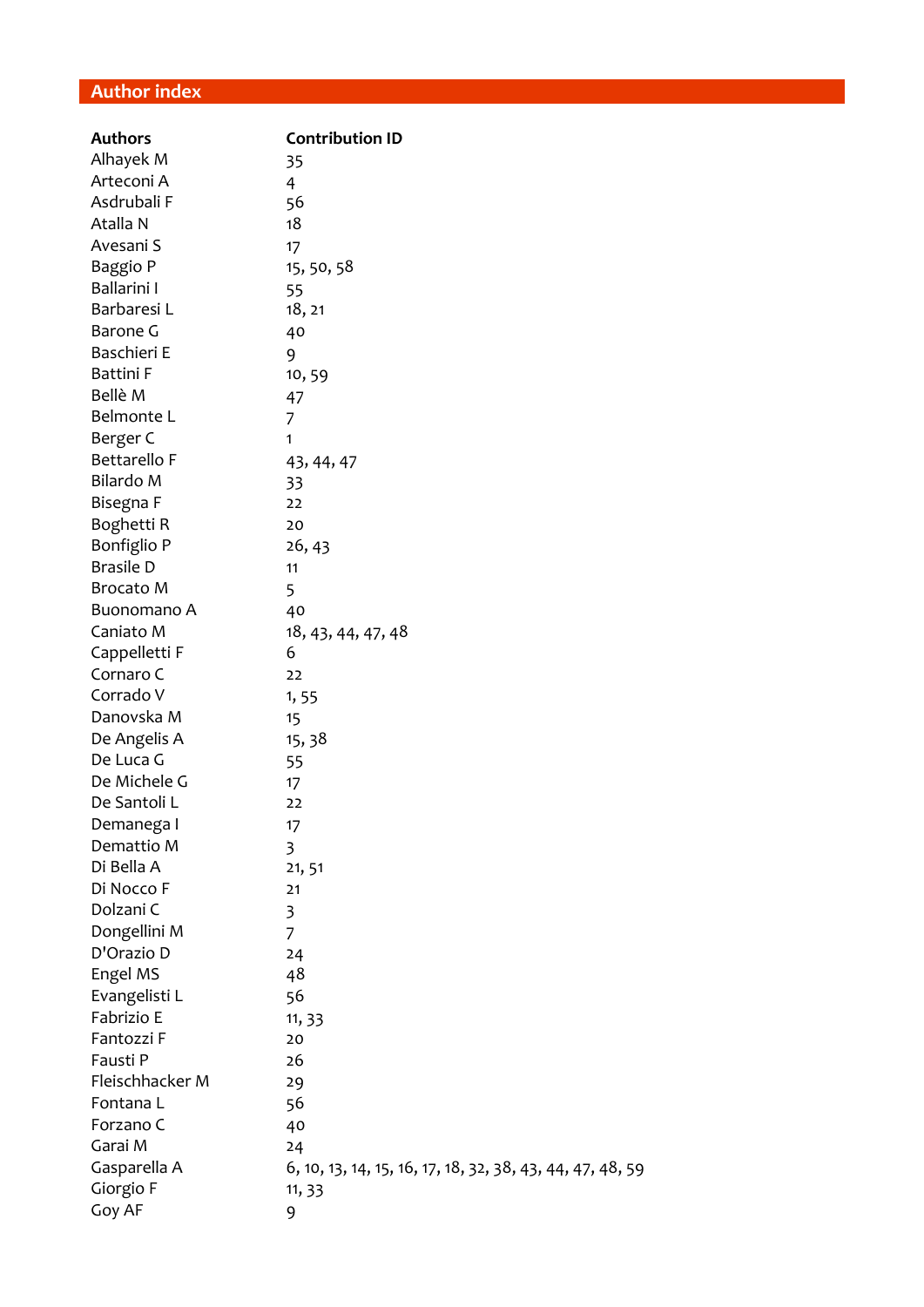## Author index

| Authors | Contribution ID |
|---|---|
| Alhayek M | 35 |
| Arteconi A | 4 |
| Asdrubali F | 56 |
| Atalla N | 18 |
| Avesani S | 17 |
| Baggio P | 15, 50, 58 |
| Ballarini I | 55 |
| Barbaresi L | 18, 21 |
| Barone G | 40 |
| Baschieri E | 9 |
| Battini F | 10, 59 |
| Bellè M | 47 |
| Belmonte L | 7 |
| Berger C | 1 |
| Bettarello F | 43, 44, 47 |
| Bilardo M | 33 |
| Bisegna F | 22 |
| Boghetti R | 20 |
| Bonfiglio P | 26, 43 |
| Brasile D | 11 |
| Brocato M | 5 |
| Buonomano A | 40 |
| Caniato M | 18, 43, 44, 47, 48 |
| Cappelletti F | 6 |
| Cornaro C | 22 |
| Corrado V | 1, 55 |
| Danovska M | 15 |
| De Angelis A | 15, 38 |
| De Luca G | 55 |
| De Michele G | 17 |
| De Santoli L | 22 |
| Demanega I | 17 |
| Demattio M | 3 |
| Di Bella A | 21, 51 |
| Di Nocco F | 21 |
| Dolzani C | 3 |
| Dongellini M | 7 |
| D'Orazio D | 24 |
| Engel MS | 48 |
| Evangelisti L | 56 |
| Fabrizio E | 11, 33 |
| Fantozzi F | 20 |
| Fausti P | 26 |
| Fleischhacker M | 29 |
| Fontana L | 56 |
| Forzano C | 40 |
| Garai M | 24 |
| Gasparella A | 6, 10, 13, 14, 15, 16, 17, 18, 32, 38, 43, 44, 47, 48, 59 |
| Giorgio F | 11, 33 |
| Goy AF | 9 |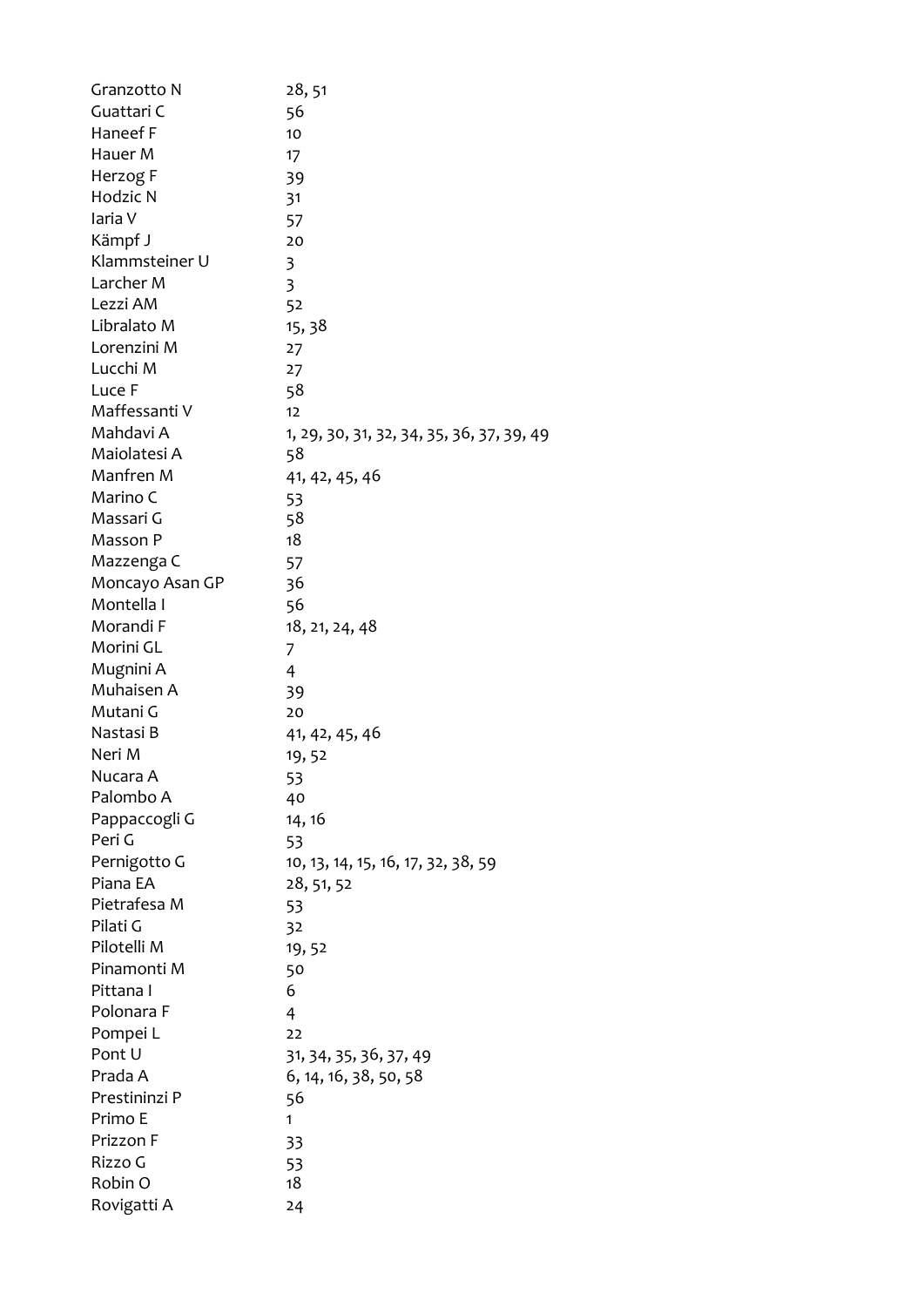| | |
|---|---|
| Granzotto N | 28, 51 |
| Guattari C | 56 |
| Haneef F | 10 |
| Hauer M | 17 |
| Herzog F | 39 |
| Hodzic N | 31 |
| Iaria V | 57 |
| Kämpf J | 20 |
| Klammsteiner U | 3 |
| Larcher M | 3 |
| Lezzi AM | 52 |
| Libralato M | 15, 38 |
| Lorenzini M | 27 |
| Lucchi M | 27 |
| Luce F | 58 |
| Maffessanti V | 12 |
| Mahdavi A | 1, 29, 30, 31, 32, 34, 35, 36, 37, 39, 49 |
| Maiolatesi A | 58 |
| Manfren M | 41, 42, 45, 46 |
| Marino C | 53 |
| Massari G | 58 |
| Masson P | 18 |
| Mazzenga C | 57 |
| Moncayo Asan GP | 36 |
| Montella I | 56 |
| Morandi F | 18, 21, 24, 48 |
| Morini GL | 7 |
| Mugnini A | 4 |
| Muhaisen A | 39 |
| Mutani G | 20 |
| Nastasi B | 41, 42, 45, 46 |
| Neri M | 19, 52 |
| Nucara A | 53 |
| Palombo A | 40 |
| Pappaccogli G | 14, 16 |
| Peri G | 53 |
| Pernigotto G | 10, 13, 14, 15, 16, 17, 32, 38, 59 |
| Piana EA | 28, 51, 52 |
| Pietrafesa M | 53 |
| Pilati G | 32 |
| Pilotelli M | 19, 52 |
| Pinamonti M | 50 |
| Pittana I | 6 |
| Polonara F | 4 |
| Pompei L | 22 |
| Pont U | 31, 34, 35, 36, 37, 49 |
| Prada A | 6, 14, 16, 38, 50, 58 |
| Prestininzi P | 56 |
| Primo E | 1 |
| Prizzon F | 33 |
| Rizzo G | 53 |
| Robin O | 18 |
| Rovigatti A | 24 |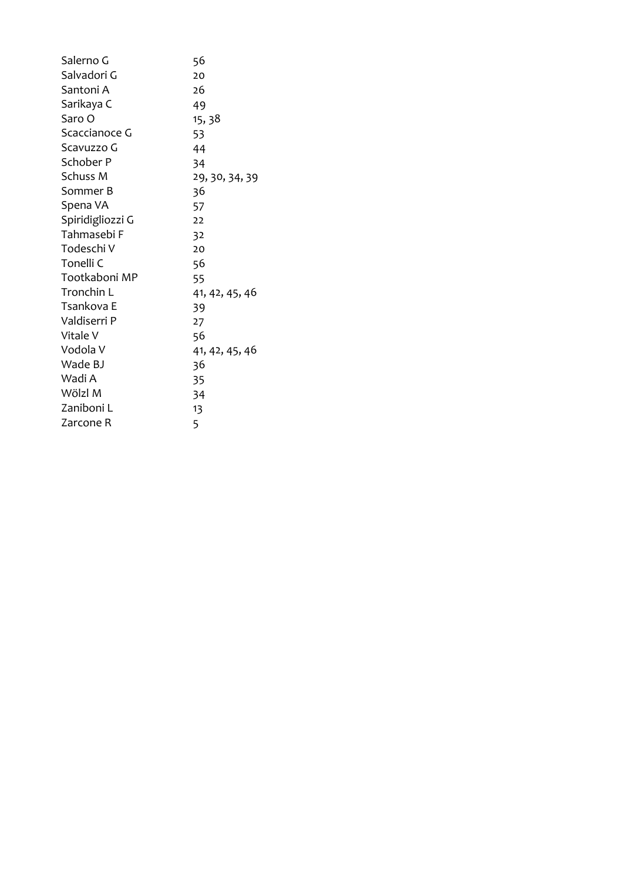| | |
|---|---|
| Salerno G | 56 |
| Salvadori G | 20 |
| Santoni A | 26 |
| Sarikaya C | 49 |
| Saro O | 15, 38 |
| Scaccianoce G | 53 |
| Scavuzzo G | 44 |
| Schober P | 34 |
| Schuss M | 29, 30, 34, 39 |
| Sommer B | 36 |
| Spena VA | 57 |
| Spiridigliozzi G | 22 |
| Tahmasebi F | 32 |
| Todeschi V | 20 |
| Tonelli C | 56 |
| Tootkaboni MP | 55 |
| Tronchin L | 41, 42, 45, 46 |
| Tsankova E | 39 |
| Valdiserri P | 27 |
| Vitale V | 56 |
| Vodola V | 41, 42, 45, 46 |
| Wade BJ | 36 |
| Wadi A | 35 |
| Wölzl M | 34 |
| Zaniboni L | 13 |
| Zarcone R | 5 |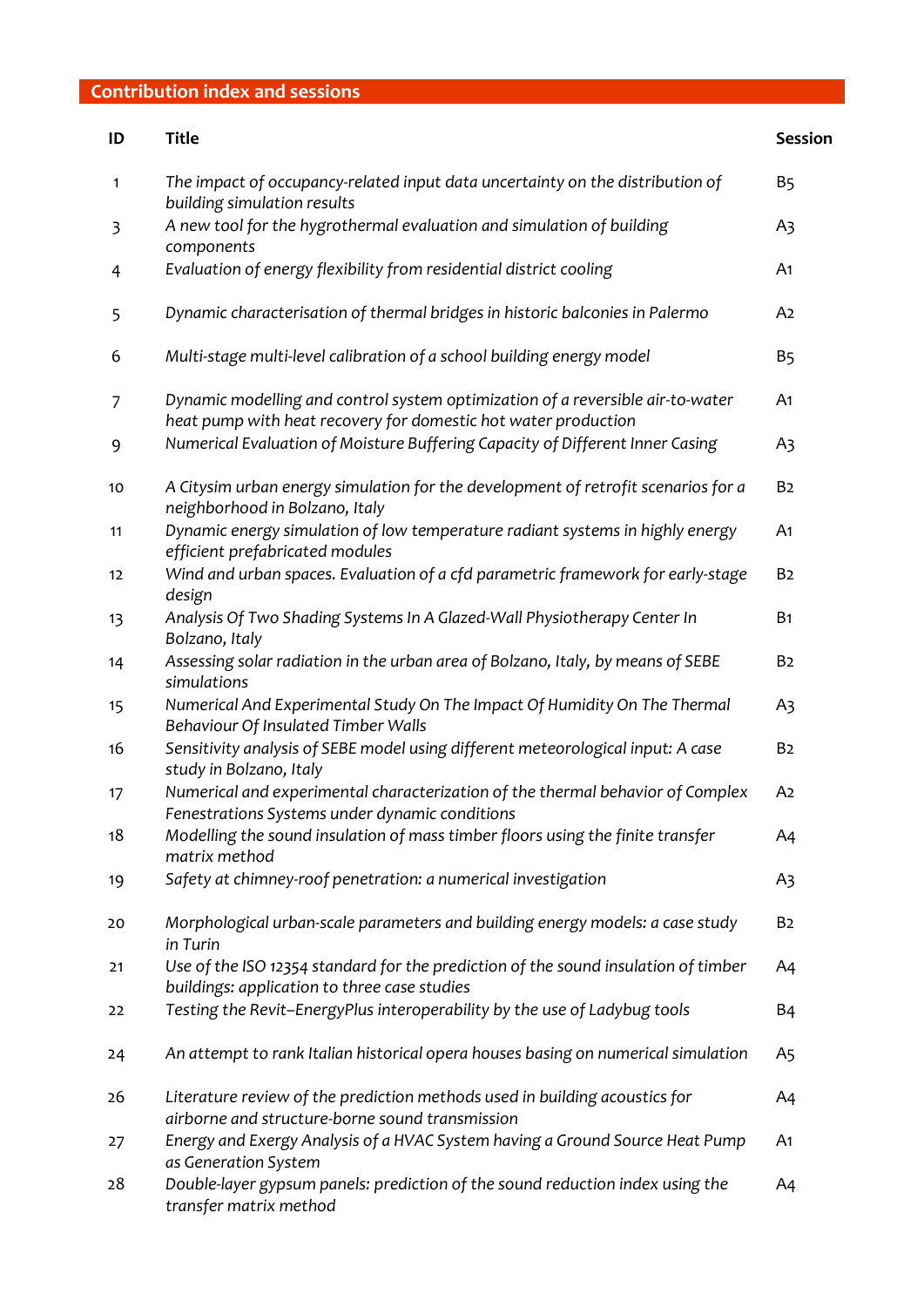## Contribution index and sessions

| ID | Title | Session |
|---|---|---|
| 1 | *The impact of occupancy-related input data uncertainty on the distribution of building simulation results* | B5 |
| 3 | *A new tool for the hygrothermal evaluation and simulation of building components* | A3 |
| 4 | *Evaluation of energy flexibility from residential district cooling* | A1 |
| 5 | *Dynamic characterisation of thermal bridges in historic balconies in Palermo* | A2 |
| 6 | *Multi-stage multi-level calibration of a school building energy model* | B5 |
| 7 | *Dynamic modelling and control system optimization of a reversible air-to-water heat pump with heat recovery for domestic hot water production* | A1 |
| 9 | *Numerical Evaluation of Moisture Buffering Capacity of Different Inner Casing* | A3 |
| 10 | *A Citysim urban energy simulation for the development of retrofit scenarios for a neighborhood in Bolzano, Italy* | B2 |
| 11 | *Dynamic energy simulation of low temperature radiant systems in highly energy efficient prefabricated modules* | A1 |
| 12 | *Wind and urban spaces. Evaluation of a cfd parametric framework for early-stage design* | B2 |
| 13 | *Analysis Of Two Shading Systems In A Glazed-Wall Physiotherapy Center In Bolzano, Italy* | B1 |
| 14 | *Assessing solar radiation in the urban area of Bolzano, Italy, by means of SEBE simulations* | B2 |
| 15 | *Numerical And Experimental Study On The Impact Of Humidity On The Thermal Behaviour Of Insulated Timber Walls* | A3 |
| 16 | *Sensitivity analysis of SEBE model using different meteorological input: A case study in Bolzano, Italy* | B2 |
| 17 | *Numerical and experimental characterization of the thermal behavior of Complex Fenestrations Systems under dynamic conditions* | A2 |
| 18 | *Modelling the sound insulation of mass timber floors using the finite transfer matrix method* | A4 |
| 19 | *Safety at chimney-roof penetration: a numerical investigation* | A3 |
| 20 | *Morphological urban-scale parameters and building energy models: a case study in Turin* | B2 |
| 21 | *Use of the ISO 12354 standard for the prediction of the sound insulation of timber buildings: application to three case studies* | A4 |
| 22 | *Testing the Revit–EnergyPlus interoperability by the use of Ladybug tools* | B4 |
| 24 | *An attempt to rank Italian historical opera houses basing on numerical simulation* | A5 |
| 26 | *Literature review of the prediction methods used in building acoustics for airborne and structure-borne sound transmission* | A4 |
| 27 | *Energy and Exergy Analysis of a HVAC System having a Ground Source Heat Pump as Generation System* | A1 |
| 28 | *Double-layer gypsum panels: prediction of the sound reduction index using the transfer matrix method* | A4 |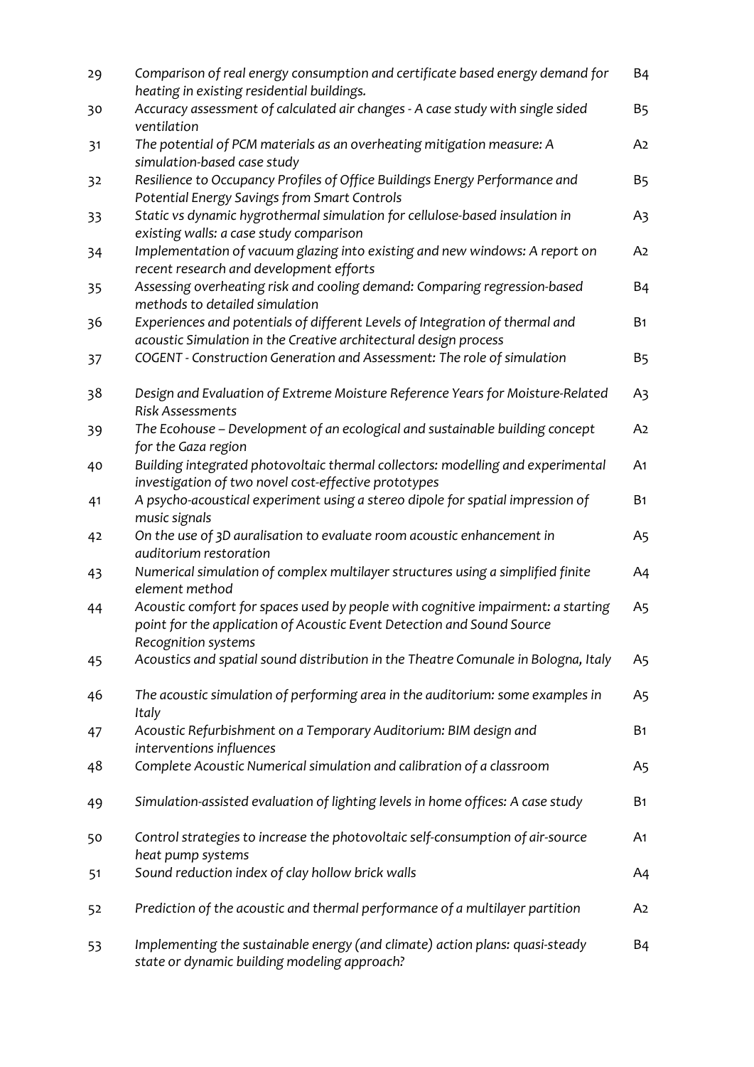| | | |
|---|---|---|
| 29 | *Comparison of real energy consumption and certificate based energy demand for heating in existing residential buildings.* | B4 |
| 30 | *Accuracy assessment of calculated air changes - A case study with single sided ventilation* | B5 |
| 31 | *The potential of PCM materials as an overheating mitigation measure: A simulation-based case study* | A2 |
| 32 | *Resilience to Occupancy Profiles of Office Buildings Energy Performance and Potential Energy Savings from Smart Controls* | B5 |
| 33 | *Static vs dynamic hygrothermal simulation for cellulose-based insulation in existing walls: a case study comparison* | A3 |
| 34 | *Implementation of vacuum glazing into existing and new windows: A report on recent research and development efforts* | A2 |
| 35 | *Assessing overheating risk and cooling demand: Comparing regression-based methods to detailed simulation* | B4 |
| 36 | *Experiences and potentials of different Levels of Integration of thermal and acoustic Simulation in the Creative architectural design process* | B1 |
| 37 | *COGENT - Construction Generation and Assessment: The role of simulation* | B5 |
| 38 | *Design and Evaluation of Extreme Moisture Reference Years for Moisture-Related Risk Assessments* | A3 |
| 39 | *The Ecohouse – Development of an ecological and sustainable building concept for the Gaza region* | A2 |
| 40 | *Building integrated photovoltaic thermal collectors: modelling and experimental investigation of two novel cost-effective prototypes* | A1 |
| 41 | *A psycho-acoustical experiment using a stereo dipole for spatial impression of music signals* | B1 |
| 42 | *On the use of 3D auralisation to evaluate room acoustic enhancement in auditorium restoration* | A5 |
| 43 | *Numerical simulation of complex multilayer structures using a simplified finite element method* | A4 |
| 44 | *Acoustic comfort for spaces used by people with cognitive impairment: a starting point for the application of Acoustic Event Detection and Sound Source Recognition systems* | A5 |
| 45 | *Acoustics and spatial sound distribution in the Theatre Comunale in Bologna, Italy* | A5 |
| 46 | *The acoustic simulation of performing area in the auditorium: some examples in Italy* | A5 |
| 47 | *Acoustic Refurbishment on a Temporary Auditorium: BIM design and interventions influences* | B1 |
| 48 | *Complete Acoustic Numerical simulation and calibration of a classroom* | A5 |
| 49 | *Simulation-assisted evaluation of lighting levels in home offices: A case study* | B1 |
| 50 | *Control strategies to increase the photovoltaic self-consumption of air-source heat pump systems* | A1 |
| 51 | *Sound reduction index of clay hollow brick walls* | A4 |
| 52 | *Prediction of the acoustic and thermal performance of a multilayer partition* | A2 |
| 53 | *Implementing the sustainable energy (and climate) action plans: quasi-steady state or dynamic building modeling approach?* | B4 |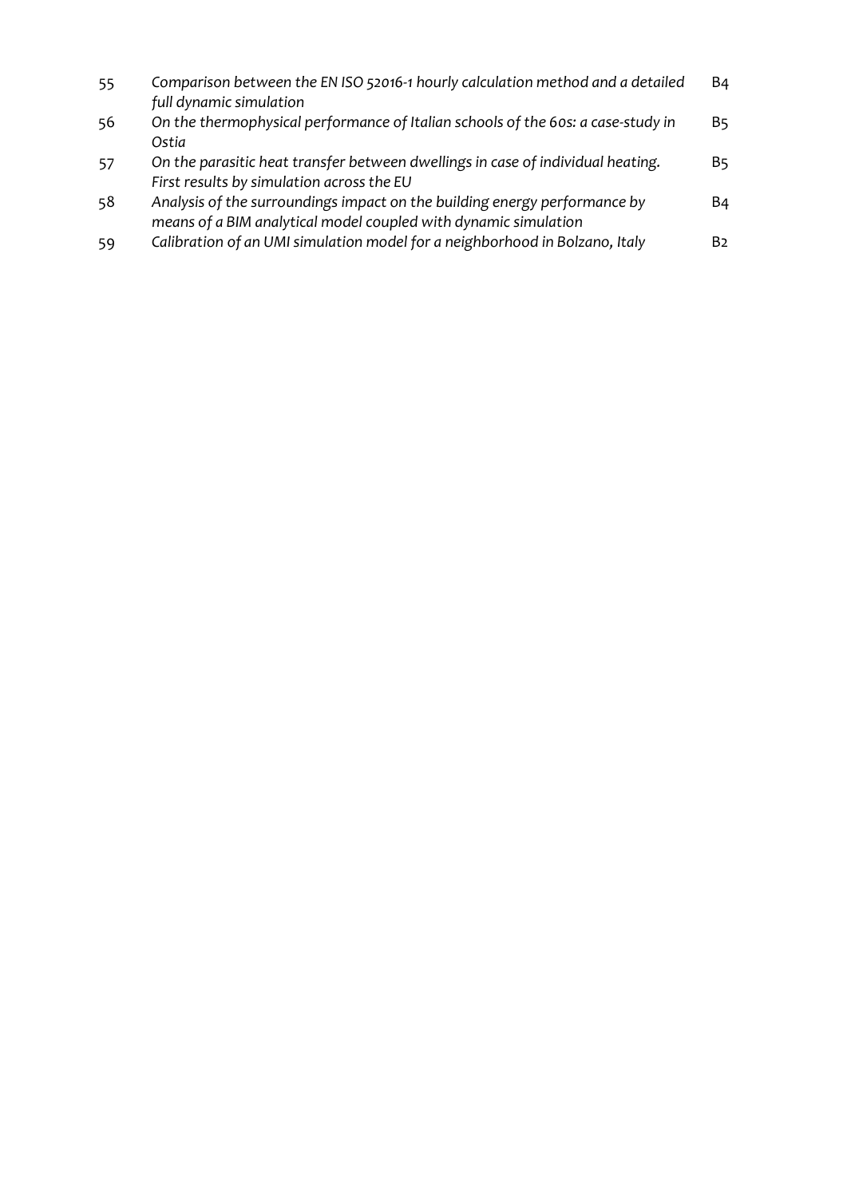| | | |
|---|---|---|
| 55 | *Comparison between the EN ISO 52016-1 hourly calculation method and a detailed full dynamic simulation* | B4 |
| 56 | *On the thermophysical performance of Italian schools of the 60s: a case-study in Ostia* | B5 |
| 57 | *On the parasitic heat transfer between dwellings in case of individual heating. First results by simulation across the EU* | B5 |
| 58 | *Analysis of the surroundings impact on the building energy performance by means of a BIM analytical model coupled with dynamic simulation* | B4 |
| 59 | *Calibration of an UMI simulation model for a neighborhood in Bolzano, Italy* | B2 |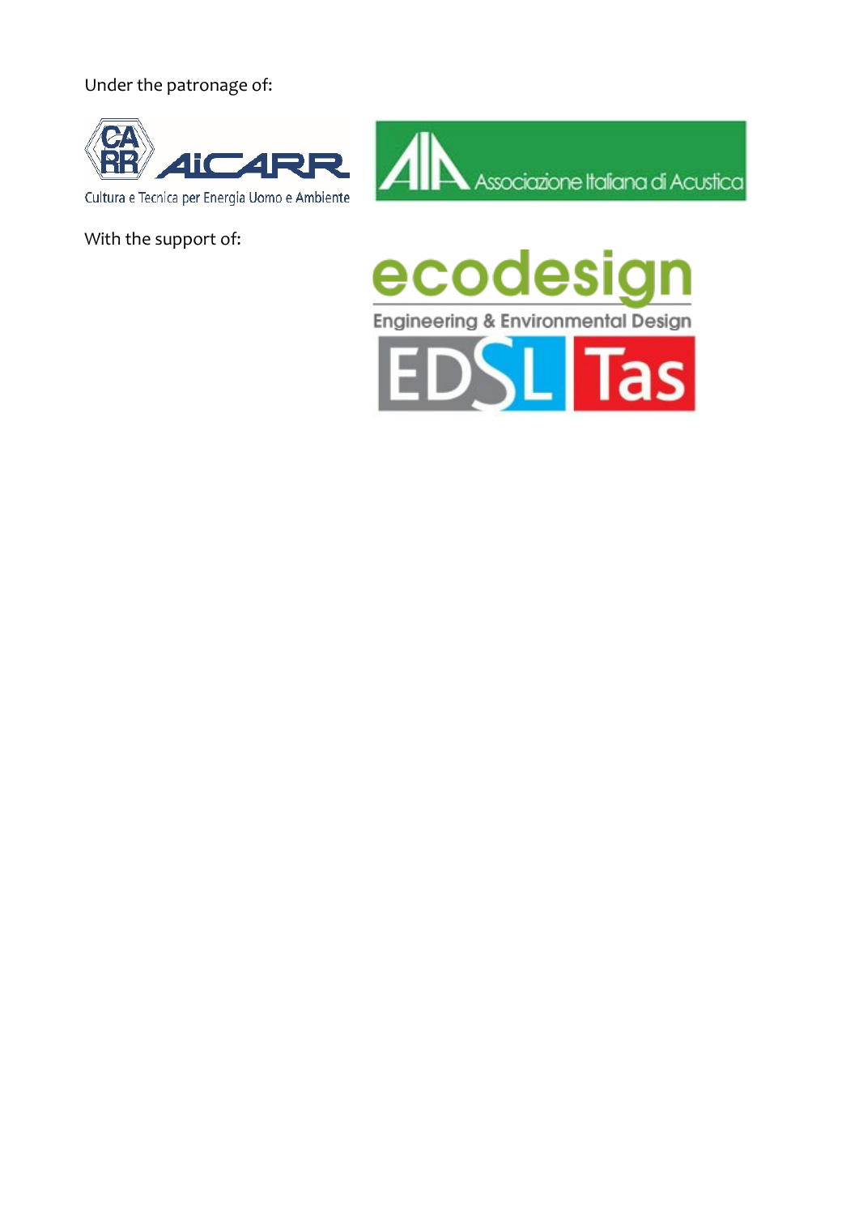Under the patronage of:

AiCARR

Cultura e Tecnica per Energia Uomo e Ambiente

Associazione Italiana di Acustica

With the support of:

ecodesign

Engineering & Environmental Design

EDSL Tas